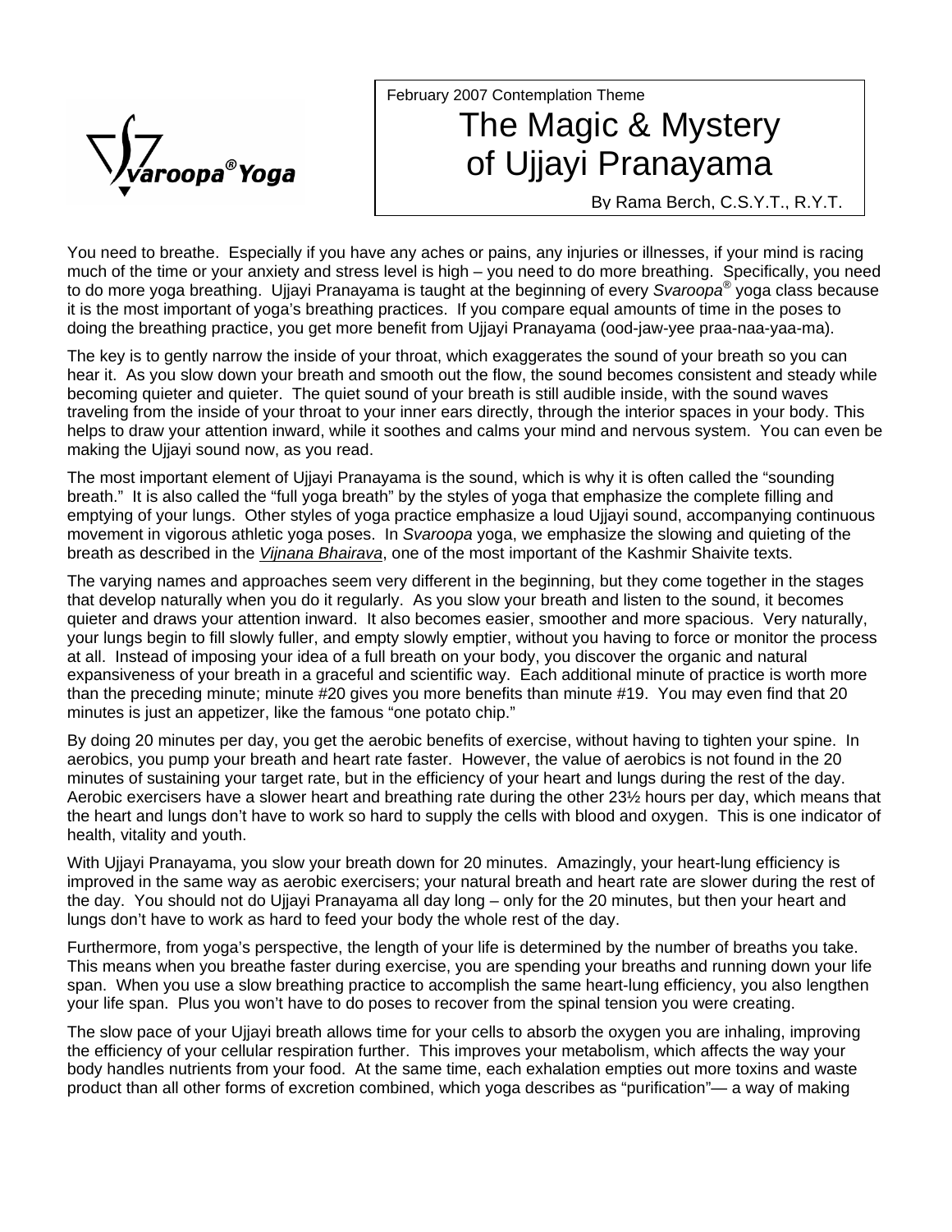Svaroopa® Yoga

February 2007 Contemplation Theme

# The Magic & Mystery of Ujjayi Pranayama

By Rama Berch, C.S.Y.T., R.Y.T.

You need to breathe. Especially if you have any aches or pains, any injuries or illnesses, if your mind is racing much of the time or your anxiety and stress level is high – you need to do more breathing. Specifically, you need to do more yoga breathing. Ujjayi Pranayama is taught at the beginning of every *Svaroopa*® yoga class because it is the most important of yoga's breathing practices. If you compare equal amounts of time in the poses to doing the breathing practice, you get more benefit from Ujjayi Pranayama (ood-jaw-yee praa-naa-yaa-ma).

The key is to gently narrow the inside of your throat, which exaggerates the sound of your breath so you can hear it. As you slow down your breath and smooth out the flow, the sound becomes consistent and steady while becoming quieter and quieter. The quiet sound of your breath is still audible inside, with the sound waves traveling from the inside of your throat to your inner ears directly, through the interior spaces in your body. This helps to draw your attention inward, while it soothes and calms your mind and nervous system. You can even be making the Ujjayi sound now, as you read.

The most important element of Ujjayi Pranayama is the sound, which is why it is often called the "sounding breath." It is also called the "full yoga breath" by the styles of yoga that emphasize the complete filling and emptying of your lungs. Other styles of yoga practice emphasize a loud Ujjayi sound, accompanying continuous movement in vigorous athletic yoga poses. In *Svaroopa* yoga, we emphasize the slowing and quieting of the breath as described in the *Vijnana Bhairava*, one of the most important of the Kashmir Shaivite texts.

The varying names and approaches seem very different in the beginning, but they come together in the stages that develop naturally when you do it regularly. As you slow your breath and listen to the sound, it becomes quieter and draws your attention inward. It also becomes easier, smoother and more spacious. Very naturally, your lungs begin to fill slowly fuller, and empty slowly emptier, without you having to force or monitor the process at all. Instead of imposing your idea of a full breath on your body, you discover the organic and natural expansiveness of your breath in a graceful and scientific way. Each additional minute of practice is worth more than the preceding minute; minute #20 gives you more benefits than minute #19. You may even find that 20 minutes is just an appetizer, like the famous "one potato chip."

By doing 20 minutes per day, you get the aerobic benefits of exercise, without having to tighten your spine. In aerobics, you pump your breath and heart rate faster. However, the value of aerobics is not found in the 20 minutes of sustaining your target rate, but in the efficiency of your heart and lungs during the rest of the day. Aerobic exercisers have a slower heart and breathing rate during the other 23½ hours per day, which means that the heart and lungs don't have to work so hard to supply the cells with blood and oxygen. This is one indicator of health, vitality and youth.

With Ujjayi Pranayama, you slow your breath down for 20 minutes. Amazingly, your heart-lung efficiency is improved in the same way as aerobic exercisers; your natural breath and heart rate are slower during the rest of the day. You should not do Ujjayi Pranayama all day long – only for the 20 minutes, but then your heart and lungs don't have to work as hard to feed your body the whole rest of the day.

Furthermore, from yoga's perspective, the length of your life is determined by the number of breaths you take. This means when you breathe faster during exercise, you are spending your breaths and running down your life span. When you use a slow breathing practice to accomplish the same heart-lung efficiency, you also lengthen your life span. Plus you won't have to do poses to recover from the spinal tension you were creating.

The slow pace of your Ujjayi breath allows time for your cells to absorb the oxygen you are inhaling, improving the efficiency of your cellular respiration further. This improves your metabolism, which affects the way your body handles nutrients from your food. At the same time, each exhalation empties out more toxins and waste product than all other forms of excretion combined, which yoga describes as "purification"— a way of making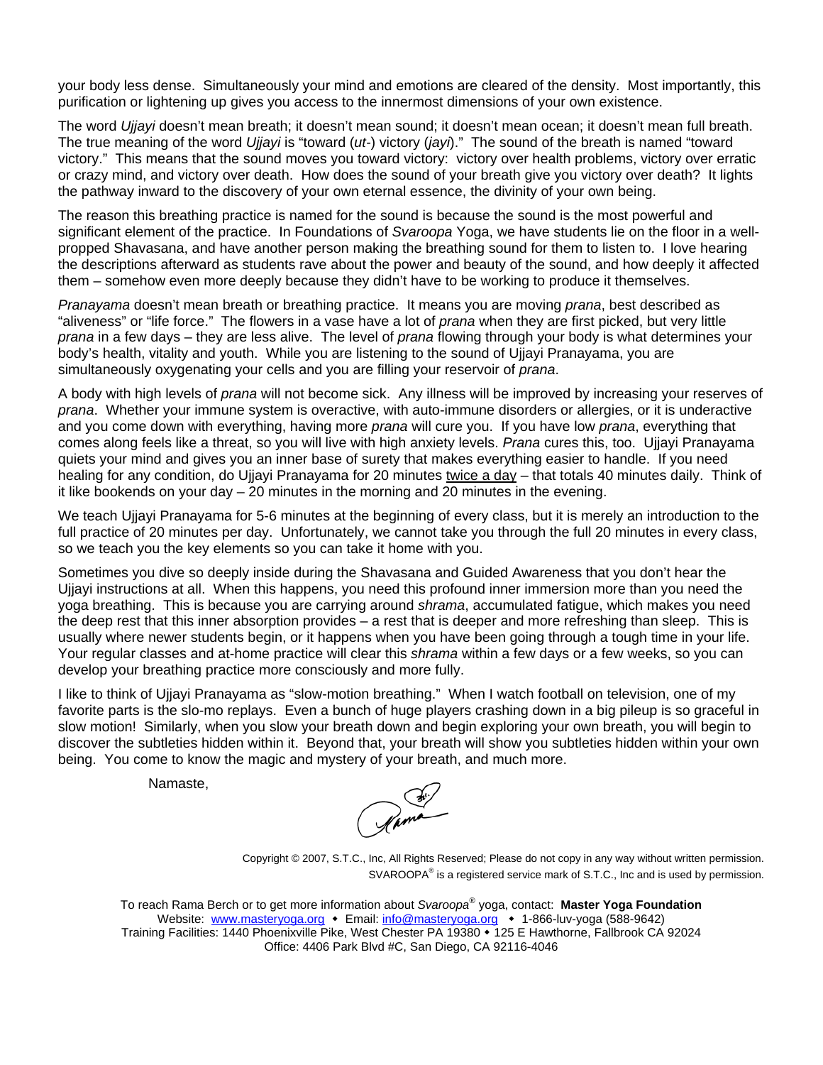your body less dense. Simultaneously your mind and emotions are cleared of the density. Most importantly, this purification or lightening up gives you access to the innermost dimensions of your own existence.

The word *Ujjayi* doesn't mean breath; it doesn't mean sound; it doesn't mean ocean; it doesn't mean full breath. The true meaning of the word *Ujjayi* is "toward (*ut-*) victory (*jayi*)." The sound of the breath is named "toward victory." This means that the sound moves you toward victory: victory over health problems, victory over erratic or crazy mind, and victory over death. How does the sound of your breath give you victory over death? It lights the pathway inward to the discovery of your own eternal essence, the divinity of your own being.

The reason this breathing practice is named for the sound is because the sound is the most powerful and significant element of the practice. In Foundations of *Svaroopa* Yoga, we have students lie on the floor in a well-propped Shavasana, and have another person making the breathing sound for them to listen to. I love hearing the descriptions afterward as students rave about the power and beauty of the sound, and how deeply it affected them – somehow even more deeply because they didn't have to be working to produce it themselves.

*Pranayama* doesn't mean breath or breathing practice. It means you are moving *prana*, best described as "aliveness" or "life force." The flowers in a vase have a lot of *prana* when they are first picked, but very little *prana* in a few days – they are less alive. The level of *prana* flowing through your body is what determines your body's health, vitality and youth. While you are listening to the sound of Ujjayi Pranayama, you are simultaneously oxygenating your cells and you are filling your reservoir of *prana*.

A body with high levels of *prana* will not become sick. Any illness will be improved by increasing your reserves of *prana*. Whether your immune system is overactive, with auto-immune disorders or allergies, or it is underactive and you come down with everything, having more *prana* will cure you. If you have low *prana*, everything that comes along feels like a threat, so you will live with high anxiety levels. *Prana* cures this, too. Ujjayi Pranayama quiets your mind and gives you an inner base of surety that makes everything easier to handle. If you need healing for any condition, do Ujjayi Pranayama for 20 minutes twice a day – that totals 40 minutes daily. Think of it like bookends on your day – 20 minutes in the morning and 20 minutes in the evening.

We teach Ujjayi Pranayama for 5-6 minutes at the beginning of every class, but it is merely an introduction to the full practice of 20 minutes per day. Unfortunately, we cannot take you through the full 20 minutes in every class, so we teach you the key elements so you can take it home with you.

Sometimes you dive so deeply inside during the Shavasana and Guided Awareness that you don't hear the Ujjayi instructions at all. When this happens, you need this profound inner immersion more than you need the yoga breathing. This is because you are carrying around *shrama*, accumulated fatigue, which makes you need the deep rest that this inner absorption provides – a rest that is deeper and more refreshing than sleep. This is usually where newer students begin, or it happens when you have been going through a tough time in your life. Your regular classes and at-home practice will clear this *shrama* within a few days or a few weeks, so you can develop your breathing practice more consciously and more fully.

I like to think of Ujjayi Pranayama as "slow-motion breathing." When I watch football on television, one of my favorite parts is the slo-mo replays. Even a bunch of huge players crashing down in a big pileup is so graceful in slow motion! Similarly, when you slow your breath down and begin exploring your own breath, you will begin to discover the subtleties hidden within it. Beyond that, your breath will show you subtleties hidden within your own being. You come to know the magic and mystery of your breath, and much more.

Namaste,

Rama

Copyright © 2007, S.T.C., Inc, All Rights Reserved; Please do not copy in any way without written permission.
SVAROOPA® is a registered service mark of S.T.C., Inc and is used by permission.

To reach Rama Berch or to get more information about *Svaroopa®* yoga, contact: **Master Yoga Foundation**
Website: www.masteryoga.org • Email: info@masteryoga.org • 1-866-luv-yoga (588-9642)
Training Facilities: 1440 Phoenixville Pike, West Chester PA 19380 • 125 E Hawthorne, Fallbrook CA 92024
Office: 4406 Park Blvd #C, San Diego, CA 92116-4046